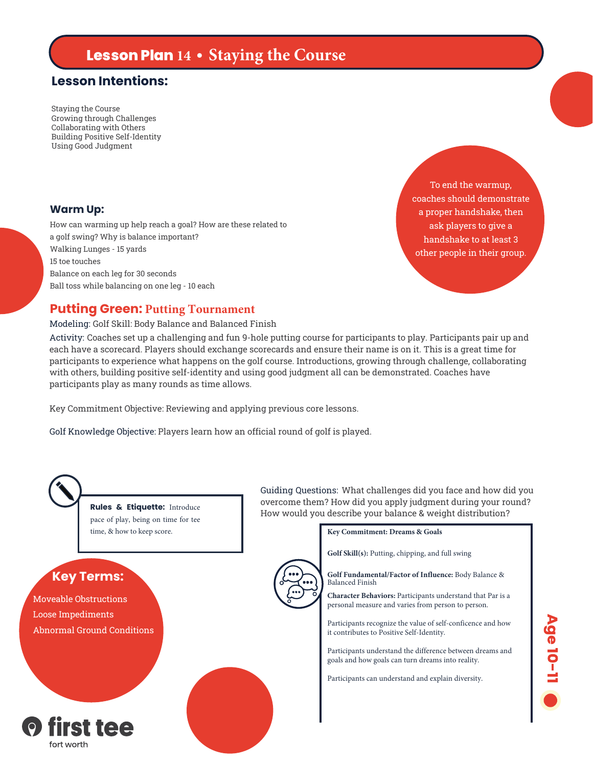# Lesson Plan 14 • Staying the Course

## Lesson Intentions:

Staying the Course
Growing through Challenges
Collaborating with Others
Building Positive Self-Identity
Using Good Judgment

To end the warmup, coaches should demonstrate a proper handshake, then ask players to give a handshake to at least 3 other people in their group.

### Warm Up:

How can warming up help reach a goal? How are these related to a golf swing? Why is balance important?
Walking Lunges - 15 yards
15 toe touches
Balance on each leg for 30 seconds
Ball toss while balancing on one leg - 10 each

## Putting Green: Putting Tournament

Modeling: Golf Skill: Body Balance and Balanced Finish

Activity: Coaches set up a challenging and fun 9-hole putting course for participants to play. Participants pair up and each have a scorecard. Players should exchange scorecards and ensure their name is on it. This is a great time for participants to experience what happens on the golf course. Introductions, growing through challenge, collaborating with others, building positive self-identity and using good judgment all can be demonstrated. Coaches have participants play as many rounds as time allows.

Key Commitment Objective: Reviewing and applying previous core lessons.

Golf Knowledge Objective: Players learn how an official round of golf is played.

**Rules & Etiquette:** Introduce pace of play, being on time for tee time, & how to keep score.

Guiding Questions: What challenges did you face and how did you overcome them? How did you apply judgment during your round? How would you describe your balance & weight distribution?

### Key Terms:

Moveable Obstructions
Loose Impediments
Abnormal Ground Conditions

**Key Commitment: Dreams & Goals**

**Golf Skill(s):** Putting, chipping, and full swing

**Golf Fundamental/Factor of Influence:** Body Balance & Balanced Finish

**Character Behaviors:** Participants understand that Par is a personal measure and varies from person to person.

Participants recognize the value of self-conficence and how it contributes to Positive Self-Identity.

Participants understand the difference between dreams and goals and how goals can turn dreams into reality.

Participants can understand and explain diversity.

Age 10–11

first tee
fort worth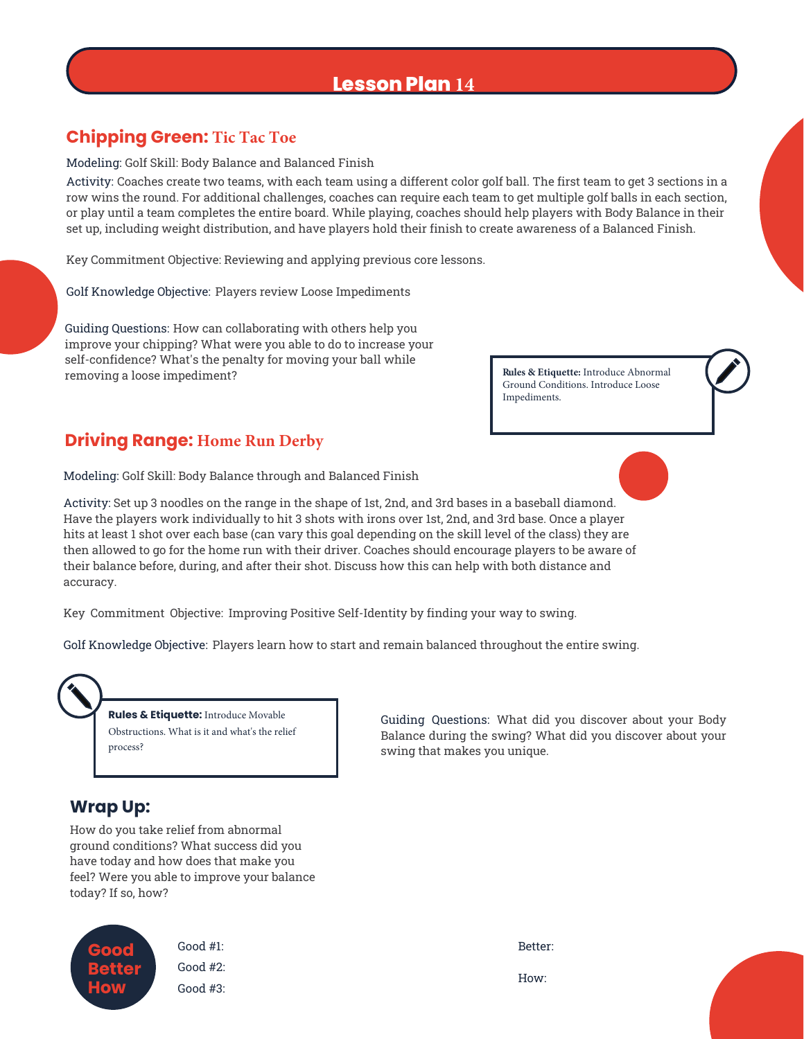# Lesson Plan 14

## Chipping Green: Tic Tac Toe

Modeling: Golf Skill: Body Balance and Balanced Finish

Activity: Coaches create two teams, with each team using a different color golf ball. The first team to get 3 sections in a row wins the round. For additional challenges, coaches can require each team to get multiple golf balls in each section, or play until a team completes the entire board. While playing, coaches should help players with Body Balance in their set up, including weight distribution, and have players hold their finish to create awareness of a Balanced Finish.

Key Commitment Objective: Reviewing and applying previous core lessons.

Golf Knowledge Objective: Players review Loose Impediments

Guiding Questions: How can collaborating with others help you improve your chipping? What were you able to do to increase your self-confidence? What's the penalty for moving your ball while removing a loose impediment?

**Rules & Etiquette:** Introduce Abnormal Ground Conditions. Introduce Loose Impediments.

## Driving Range: Home Run Derby

Modeling: Golf Skill: Body Balance through and Balanced Finish

Activity: Set up 3 noodles on the range in the shape of 1st, 2nd, and 3rd bases in a baseball diamond. Have the players work individually to hit 3 shots with irons over 1st, 2nd, and 3rd base. Once a player hits at least 1 shot over each base (can vary this goal depending on the skill level of the class) they are then allowed to go for the home run with their driver. Coaches should encourage players to be aware of their balance before, during, and after their shot. Discuss how this can help with both distance and accuracy.

Key Commitment Objective: Improving Positive Self-Identity by finding your way to swing.

Golf Knowledge Objective: Players learn how to start and remain balanced throughout the entire swing.

**Rules & Etiquette:** Introduce Movable Obstructions. What is it and what's the relief process?

Guiding Questions: What did you discover about your Body Balance during the swing? What did you discover about your swing that makes you unique.

## Wrap Up:

How do you take relief from abnormal ground conditions? What success did you have today and how does that make you feel? Were you able to improve your balance today? If so, how?

**Good Better How**

Good #1:

Good #2:

Good #3:

Better:

How: